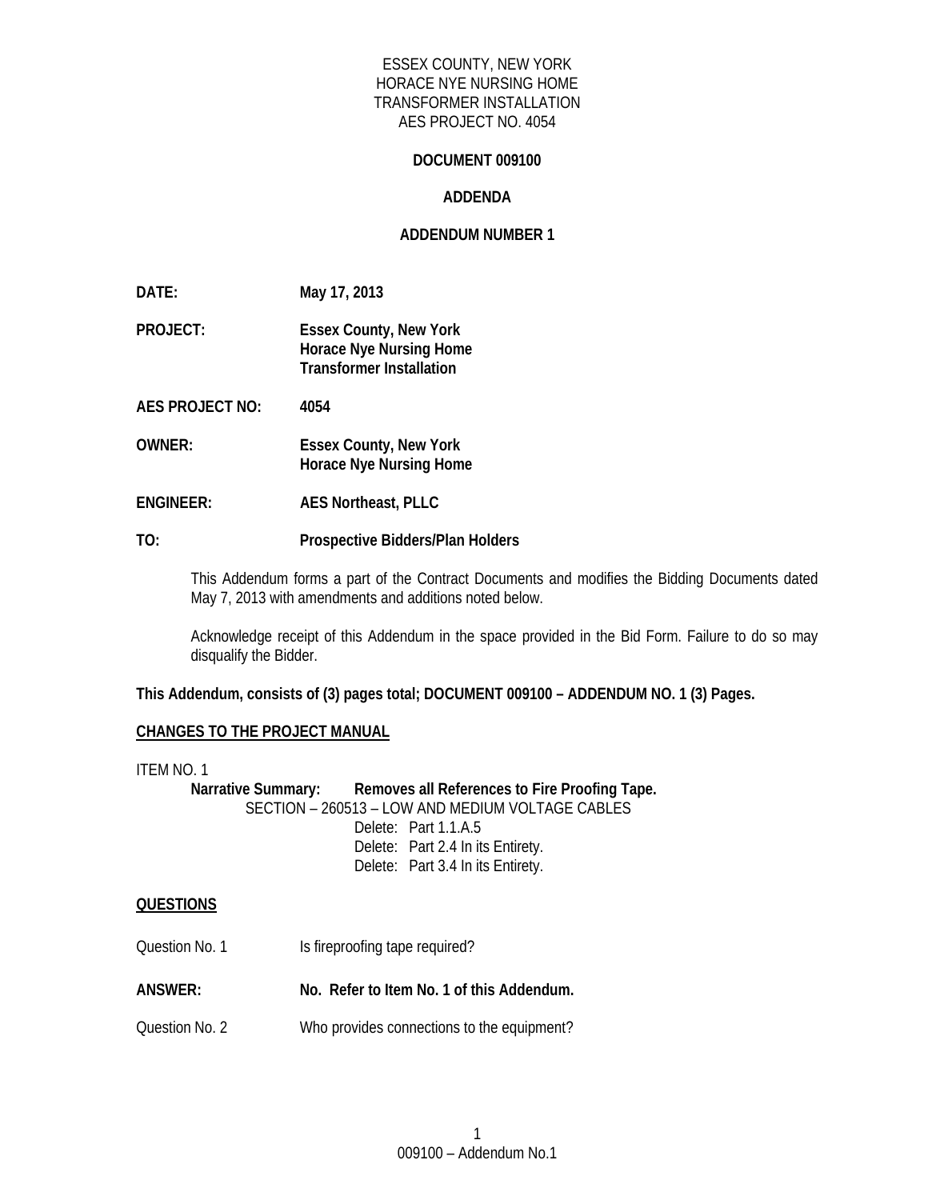ESSEX COUNTY, NEW YORK
HORACE NYE NURSING HOME
TRANSFORMER INSTALLATION
AES PROJECT NO. 4054

## DOCUMENT 009100

## ADDENDA

## ADDENDUM NUMBER 1

**DATE:** **May 17, 2013**

**PROJECT:** **Essex County, New York**
**Horace Nye Nursing Home**
**Transformer Installation**

**AES PROJECT NO:** **4054**

**OWNER:** **Essex County, New York**
**Horace Nye Nursing Home**

**ENGINEER:** **AES Northeast, PLLC**

**TO:** **Prospective Bidders/Plan Holders**

This Addendum forms a part of the Contract Documents and modifies the Bidding Documents dated May 7, 2013 with amendments and additions noted below.

Acknowledge receipt of this Addendum in the space provided in the Bid Form. Failure to do so may disqualify the Bidder.

**This Addendum, consists of (3) pages total; DOCUMENT 009100 – ADDENDUM NO. 1 (3) Pages.**

**<u>CHANGES TO THE PROJECT MANUAL</u>**

ITEM NO. 1

**Narrative Summary:** **Removes all References to Fire Proofing Tape.**

SECTION – 260513 – LOW AND MEDIUM VOLTAGE CABLES

- Delete: Part 1.1.A.5
- Delete: Part 2.4 In its Entirety.
- Delete: Part 3.4 In its Entirety.

**<u>QUESTIONS</u>**

Question No. 1 Is fireproofing tape required?

**ANSWER:** **No. Refer to Item No. 1 of this Addendum.**

Question No. 2 Who provides connections to the equipment?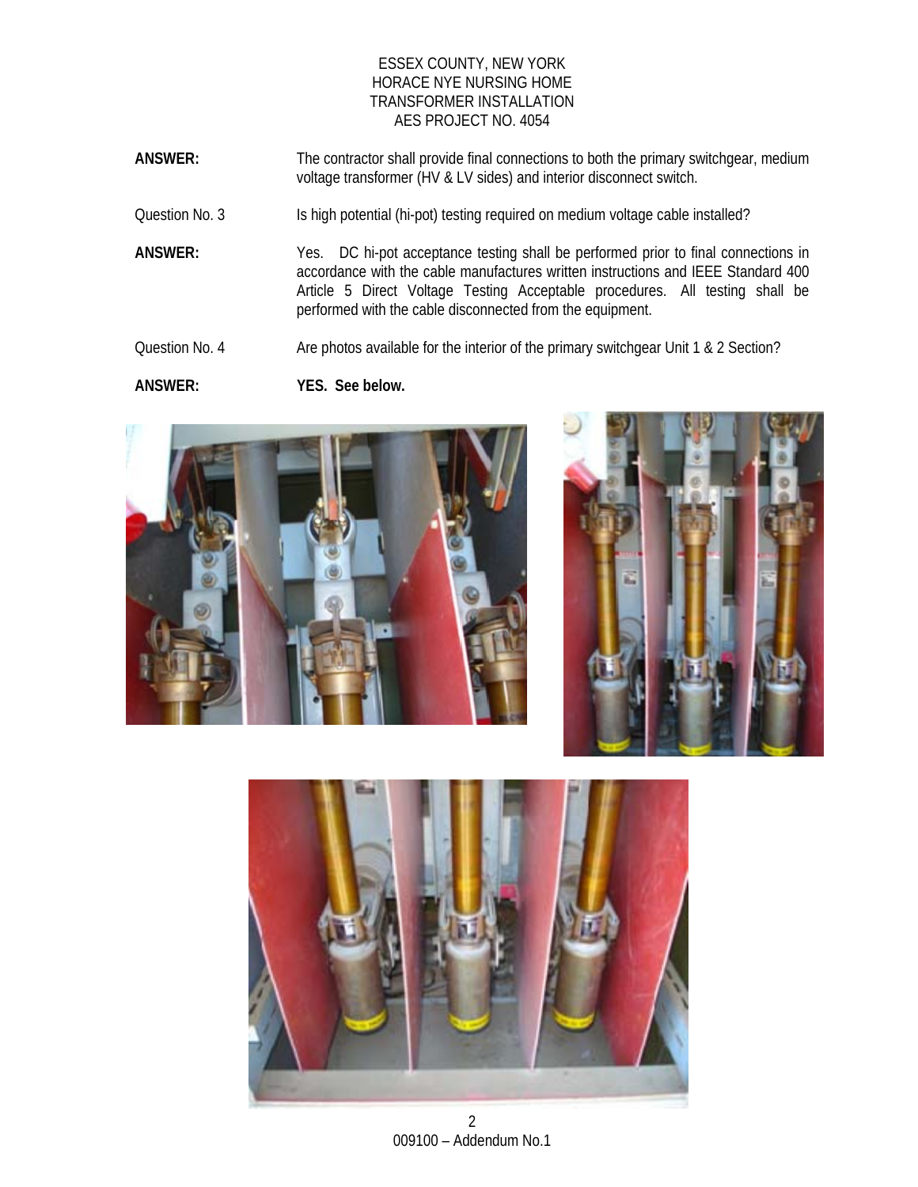**ANSWER:** The contractor shall provide final connections to both the primary switchgear, medium voltage transformer (HV & LV sides) and interior disconnect switch.

Question No. 3 Is high potential (hi-pot) testing required on medium voltage cable installed?

**ANSWER:** Yes. DC hi-pot acceptance testing shall be performed prior to final connections in accordance with the cable manufactures written instructions and IEEE Standard 400 Article 5 Direct Voltage Testing Acceptable procedures. All testing shall be performed with the cable disconnected from the equipment.

Question No. 4 Are photos available for the interior of the primary switchgear Unit 1 & 2 Section?

**ANSWER:** **YES. See below.**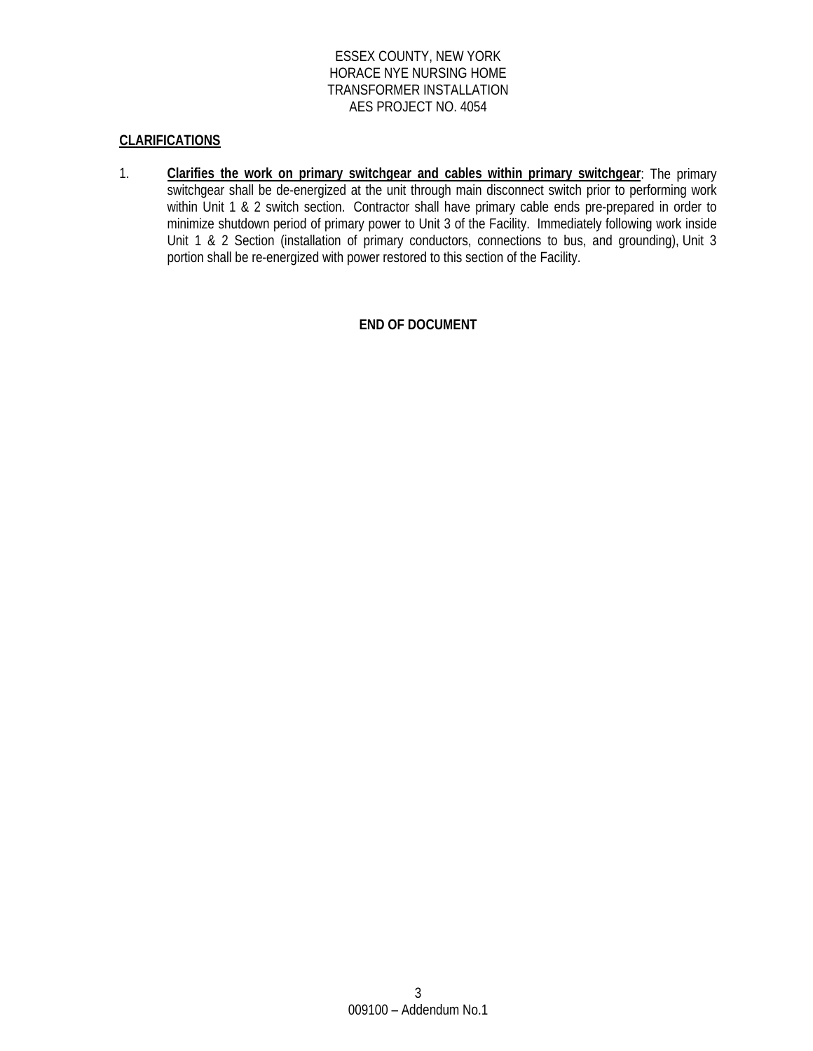ESSEX COUNTY, NEW YORK
HORACE NYE NURSING HOME
TRANSFORMER INSTALLATION
AES PROJECT NO. 4054

**CLARIFICATIONS**

1. **Clarifies the work on primary switchgear and cables within primary switchgear**: The primary switchgear shall be de-energized at the unit through main disconnect switch prior to performing work within Unit 1 & 2 switch section. Contractor shall have primary cable ends pre-prepared in order to minimize shutdown period of primary power to Unit 3 of the Facility. Immediately following work inside Unit 1 & 2 Section (installation of primary conductors, connections to bus, and grounding), Unit 3 portion shall be re-energized with power restored to this section of the Facility.

**END OF DOCUMENT**